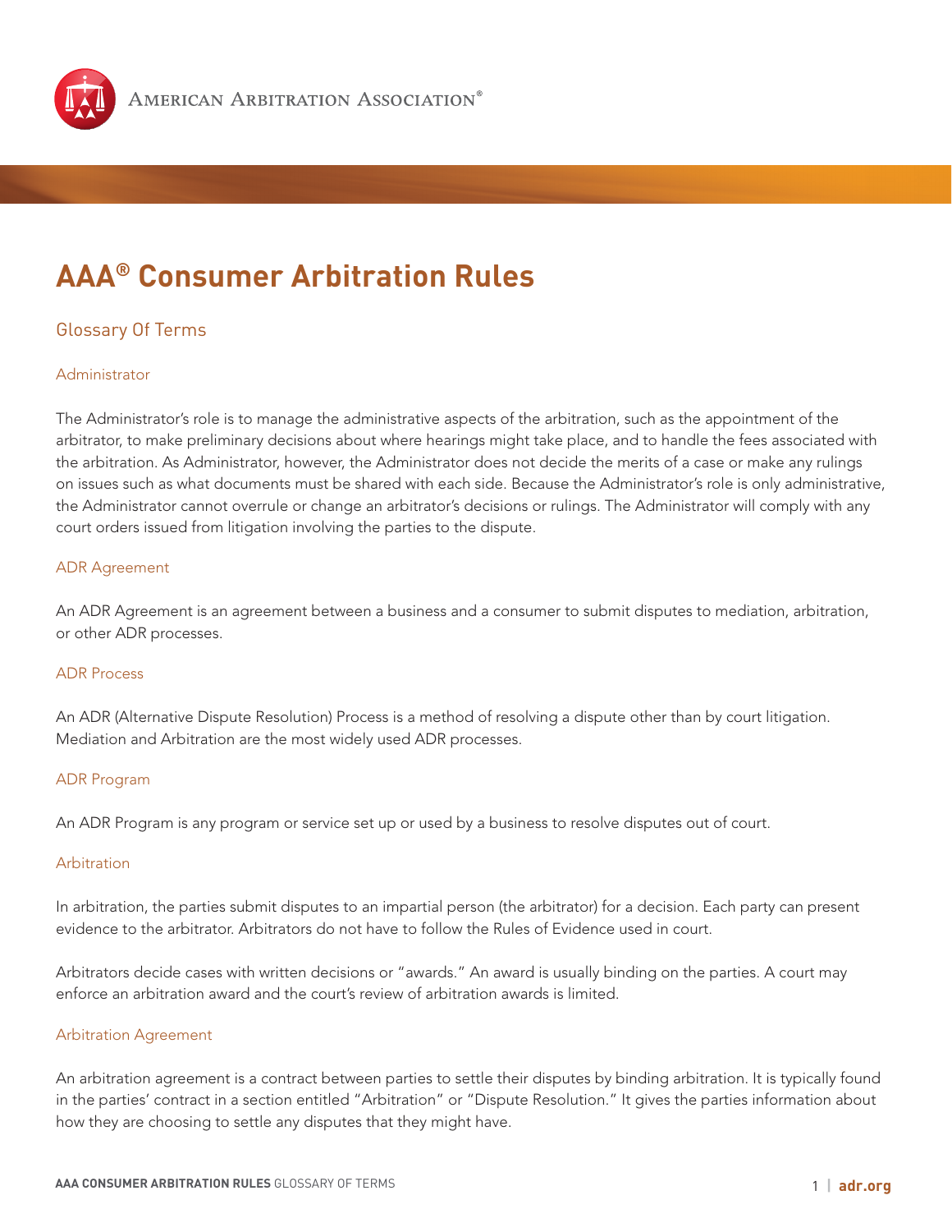American Arbitration Association®

# AAA® Consumer Arbitration Rules

## Glossary Of Terms

### Administrator

The Administrator's role is to manage the administrative aspects of the arbitration, such as the appointment of the arbitrator, to make preliminary decisions about where hearings might take place, and to handle the fees associated with the arbitration. As Administrator, however, the Administrator does not decide the merits of a case or make any rulings on issues such as what documents must be shared with each side. Because the Administrator's role is only administrative, the Administrator cannot overrule or change an arbitrator's decisions or rulings. The Administrator will comply with any court orders issued from litigation involving the parties to the dispute.

### ADR Agreement

An ADR Agreement is an agreement between a business and a consumer to submit disputes to mediation, arbitration, or other ADR processes.

### ADR Process

An ADR (Alternative Dispute Resolution) Process is a method of resolving a dispute other than by court litigation. Mediation and Arbitration are the most widely used ADR processes.

### ADR Program

An ADR Program is any program or service set up or used by a business to resolve disputes out of court.

### Arbitration

In arbitration, the parties submit disputes to an impartial person (the arbitrator) for a decision. Each party can present evidence to the arbitrator. Arbitrators do not have to follow the Rules of Evidence used in court.

Arbitrators decide cases with written decisions or "awards." An award is usually binding on the parties. A court may enforce an arbitration award and the court's review of arbitration awards is limited.

### Arbitration Agreement

An arbitration agreement is a contract between parties to settle their disputes by binding arbitration. It is typically found in the parties' contract in a section entitled "Arbitration" or "Dispute Resolution." It gives the parties information about how they are choosing to settle any disputes that they might have.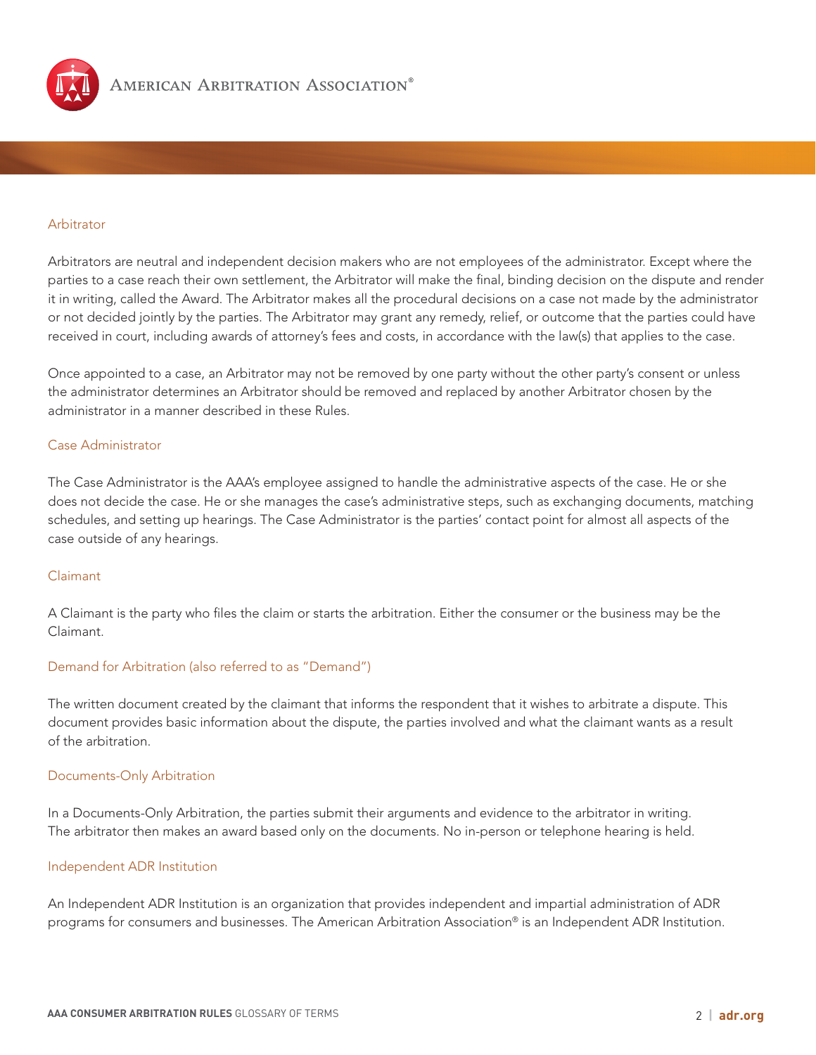### Arbitrator

Arbitrators are neutral and independent decision makers who are not employees of the administrator. Except where the parties to a case reach their own settlement, the Arbitrator will make the final, binding decision on the dispute and render it in writing, called the Award. The Arbitrator makes all the procedural decisions on a case not made by the administrator or not decided jointly by the parties. The Arbitrator may grant any remedy, relief, or outcome that the parties could have received in court, including awards of attorney's fees and costs, in accordance with the law(s) that applies to the case.

Once appointed to a case, an Arbitrator may not be removed by one party without the other party's consent or unless the administrator determines an Arbitrator should be removed and replaced by another Arbitrator chosen by the administrator in a manner described in these Rules.

### Case Administrator

The Case Administrator is the AAA's employee assigned to handle the administrative aspects of the case. He or she does not decide the case. He or she manages the case's administrative steps, such as exchanging documents, matching schedules, and setting up hearings. The Case Administrator is the parties' contact point for almost all aspects of the case outside of any hearings.

### Claimant

A Claimant is the party who files the claim or starts the arbitration. Either the consumer or the business may be the Claimant.

### Demand for Arbitration (also referred to as "Demand")

The written document created by the claimant that informs the respondent that it wishes to arbitrate a dispute. This document provides basic information about the dispute, the parties involved and what the claimant wants as a result of the arbitration.

### Documents-Only Arbitration

In a Documents-Only Arbitration, the parties submit their arguments and evidence to the arbitrator in writing. The arbitrator then makes an award based only on the documents. No in-person or telephone hearing is held.

### Independent ADR Institution

An Independent ADR Institution is an organization that provides independent and impartial administration of ADR programs for consumers and businesses. The American Arbitration Association® is an Independent ADR Institution.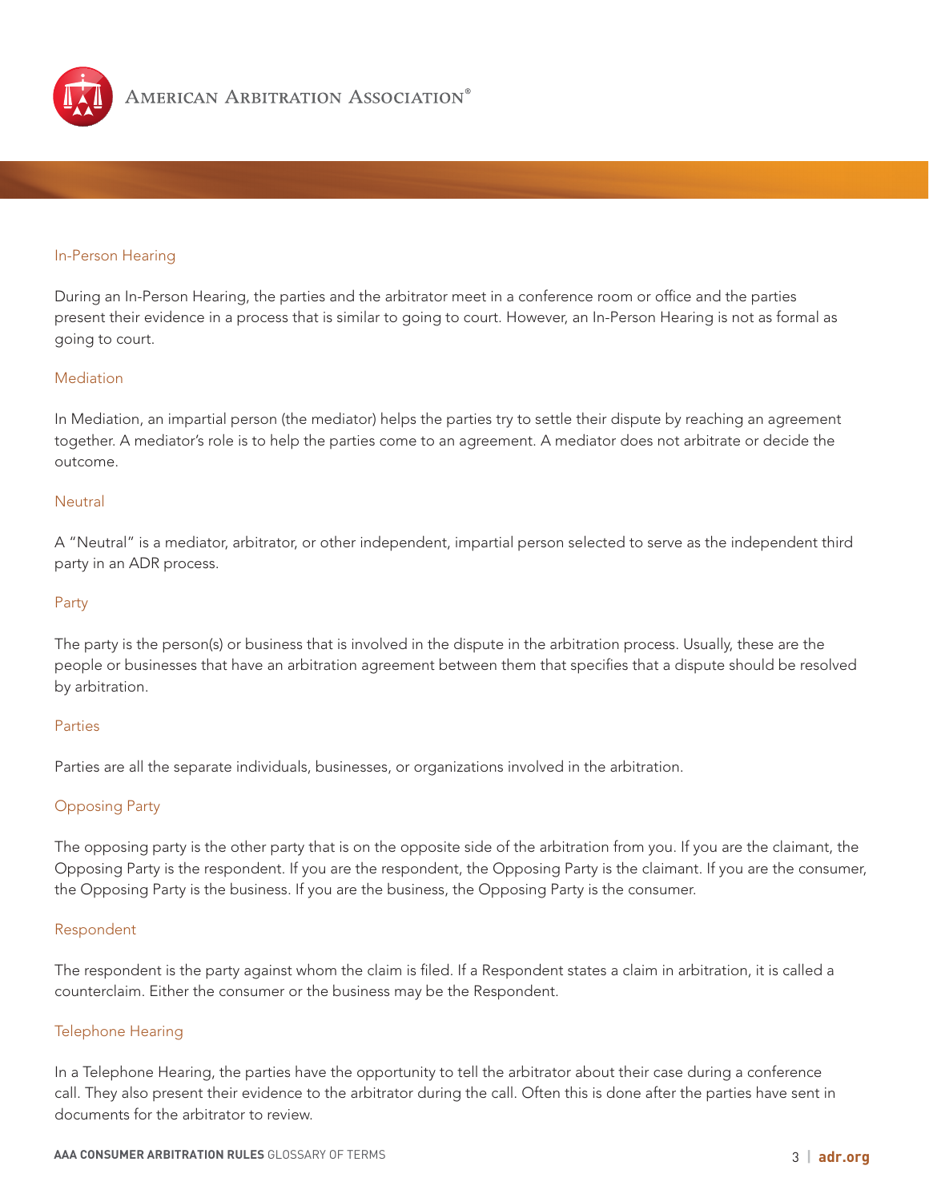### In-Person Hearing

During an In-Person Hearing, the parties and the arbitrator meet in a conference room or office and the parties present their evidence in a process that is similar to going to court. However, an In-Person Hearing is not as formal as going to court.

### Mediation

In Mediation, an impartial person (the mediator) helps the parties try to settle their dispute by reaching an agreement together. A mediator's role is to help the parties come to an agreement. A mediator does not arbitrate or decide the outcome.

### Neutral

A "Neutral" is a mediator, arbitrator, or other independent, impartial person selected to serve as the independent third party in an ADR process.

### Party

The party is the person(s) or business that is involved in the dispute in the arbitration process. Usually, these are the people or businesses that have an arbitration agreement between them that specifies that a dispute should be resolved by arbitration.

### Parties

Parties are all the separate individuals, businesses, or organizations involved in the arbitration.

### Opposing Party

The opposing party is the other party that is on the opposite side of the arbitration from you. If you are the claimant, the Opposing Party is the respondent. If you are the respondent, the Opposing Party is the claimant. If you are the consumer, the Opposing Party is the business. If you are the business, the Opposing Party is the consumer.

### Respondent

The respondent is the party against whom the claim is filed. If a Respondent states a claim in arbitration, it is called a counterclaim. Either the consumer or the business may be the Respondent.

### Telephone Hearing

In a Telephone Hearing, the parties have the opportunity to tell the arbitrator about their case during a conference call. They also present their evidence to the arbitrator during the call. Often this is done after the parties have sent in documents for the arbitrator to review.